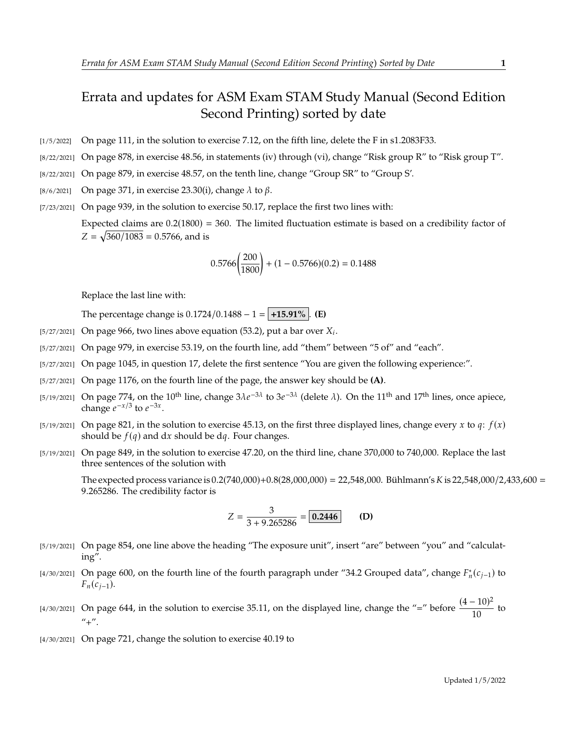# Errata and updates for ASM Exam STAM Study Manual (Second Edition Second Printing) sorted by date

[1/5/2022] On page 111, in the solution to exercise 7.12, on the fifth line, delete the F in s1.2083F33.

[8/22/2021] On page 878, in exercise 48.56, in statements (iv) through (vi), change "Risk group R" to "Risk group T".

[8/22/2021] On page 879, in exercise 48.57, on the tenth line, change "Group SR" to "Group S'.

[8/6/2021] On page 371, in exercise 23.30(i), change $\lambda$ to $\beta$.

[7/23/2021] On page 939, in the solution to exercise 50.17, replace the first two lines with:

Expected claims are 0.2(1800) = 360. The limited fluctuation estimate is based on a credibility factor of $Z = \sqrt{360/1083} = 0.5766$, and is

$$0.5766\left(\frac{200}{1800}\right) + (1 - 0.5766)(0.2) = 0.1488$$

Replace the last line with:

The percentage change is $0.1724/0.1488 - 1 = \boxed{\textbf{+15.91\%}}$. **(E)**

[5/27/2021] On page 966, two lines above equation (53.2), put a bar over $X_i$.

[5/27/2021] On page 979, in exercise 53.19, on the fourth line, add "them" between "5 of" and "each".

[5/27/2021] On page 1045, in question 17, delete the first sentence "You are given the following experience:".

[5/27/2021] On page 1176, on the fourth line of the page, the answer key should be **(A)**.

[5/19/2021] On page 774, on the 10th line, change $3\lambda e^{-3\lambda}$ to $3e^{-3\lambda}$ (delete $\lambda$). On the 11th and 17th lines, once apiece, change $e^{-x/3}$ to $e^{-3x}$.

[5/19/2021] On page 821, in the solution to exercise 45.13, on the first three displayed lines, change every $x$ to $q$: $f(x)$ should be $f(q)$ and $\mathrm{d}x$ should be $\mathrm{d}q$. Four changes.

[5/19/2021] On page 849, in the solution to exercise 47.20, on the third line, chane 370,000 to 740,000. Replace the last three sentences of the solution with

The expected process variance is 0.2(740,000)+0.8(28,000,000) = 22,548,000. Bühlmann's $K$ is 22,548,000/2,433,600 = 9.265286. The credibility factor is

$$Z = \frac{3}{3 + 9.265286} = \boxed{\mathbf{0.2446}} \qquad \textbf{(D)}$$

[5/19/2021] On page 854, one line above the heading "The exposure unit", insert "are" between "you" and "calculating".

[4/30/2021] On page 600, on the fourth line of the fourth paragraph under "34.2 Grouped data", change $F_n^*(c_{j-1})$ to $F_n(c_{j-1})$.

[4/30/2021] On page 644, in the solution to exercise 35.11, on the displayed line, change the "=" before $\dfrac{(4-10)^2}{10}$ to "+".

[4/30/2021] On page 721, change the solution to exercise 40.19 to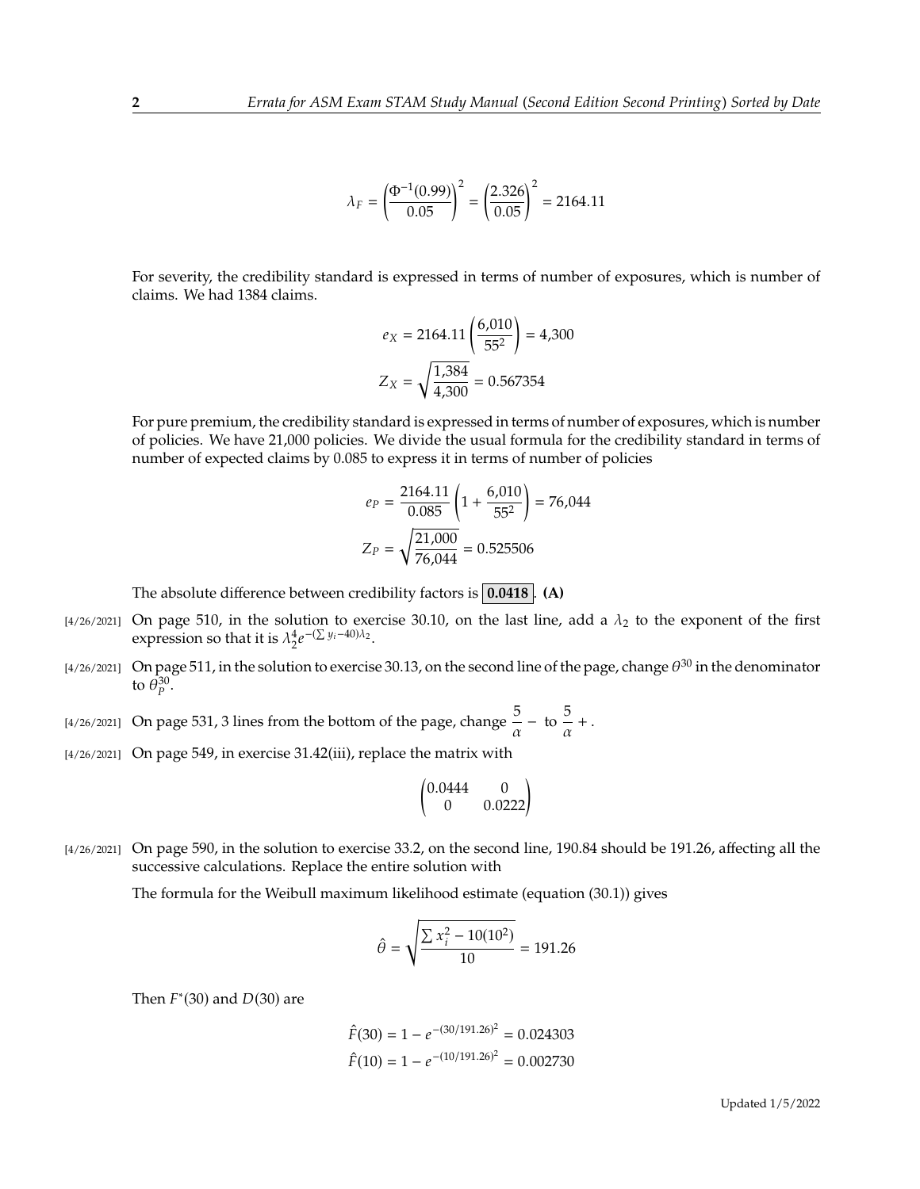$$\lambda_F = \left(\frac{\Phi^{-1}(0.99)}{0.05}\right)^2 = \left(\frac{2.326}{0.05}\right)^2 = 2164.11$$

For severity, the credibility standard is expressed in terms of number of exposures, which is number of claims. We had 1384 claims.

$$e_X = 2164.11\left(\frac{6{,}010}{55^2}\right) = 4{,}300$$

$$Z_X = \sqrt{\frac{1{,}384}{4{,}300}} = 0.567354$$

For pure premium, the credibility standard is expressed in terms of number of exposures, which is number of policies. We have 21,000 policies. We divide the usual formula for the credibility standard in terms of number of expected claims by 0.085 to express it in terms of number of policies

$$e_P = \frac{2164.11}{0.085}\left(1 + \frac{6{,}010}{55^2}\right) = 76{,}044$$

$$Z_P = \sqrt{\frac{21{,}000}{76{,}044}} = 0.525506$$

The absolute difference between credibility factors is **0.0418**. **(A)**

[4/26/2021] On page 510, in the solution to exercise 30.10, on the last line, add a $\lambda_2$ to the exponent of the first expression so that it is $\lambda_2^4 e^{-(\sum y_i - 40)\lambda_2}$.

[4/26/2021] On page 511, in the solution to exercise 30.13, on the second line of the page, change $\theta^{30}$ in the denominator to $\theta_P^{30}$.

[4/26/2021] On page 531, 3 lines from the bottom of the page, change $\dfrac{5}{\alpha}-$ to $\dfrac{5}{\alpha}+$.

[4/26/2021] On page 549, in exercise 31.42(iii), replace the matrix with

$$\begin{pmatrix} 0.0444 & 0 \\ 0 & 0.0222 \end{pmatrix}$$

[4/26/2021] On page 590, in the solution to exercise 33.2, on the second line, 190.84 should be 191.26, affecting all the successive calculations. Replace the entire solution with

The formula for the Weibull maximum likelihood estimate (equation (30.1)) gives

$$\hat{\theta} = \sqrt{\frac{\sum x_i^2 - 10(10^2)}{10}} = 191.26$$

Then $F^*(30)$ and $D(30)$ are

$$\hat{F}(30) = 1 - e^{-(30/191.26)^2} = 0.024303$$

$$\hat{F}(10) = 1 - e^{-(10/191.26)^2} = 0.002730$$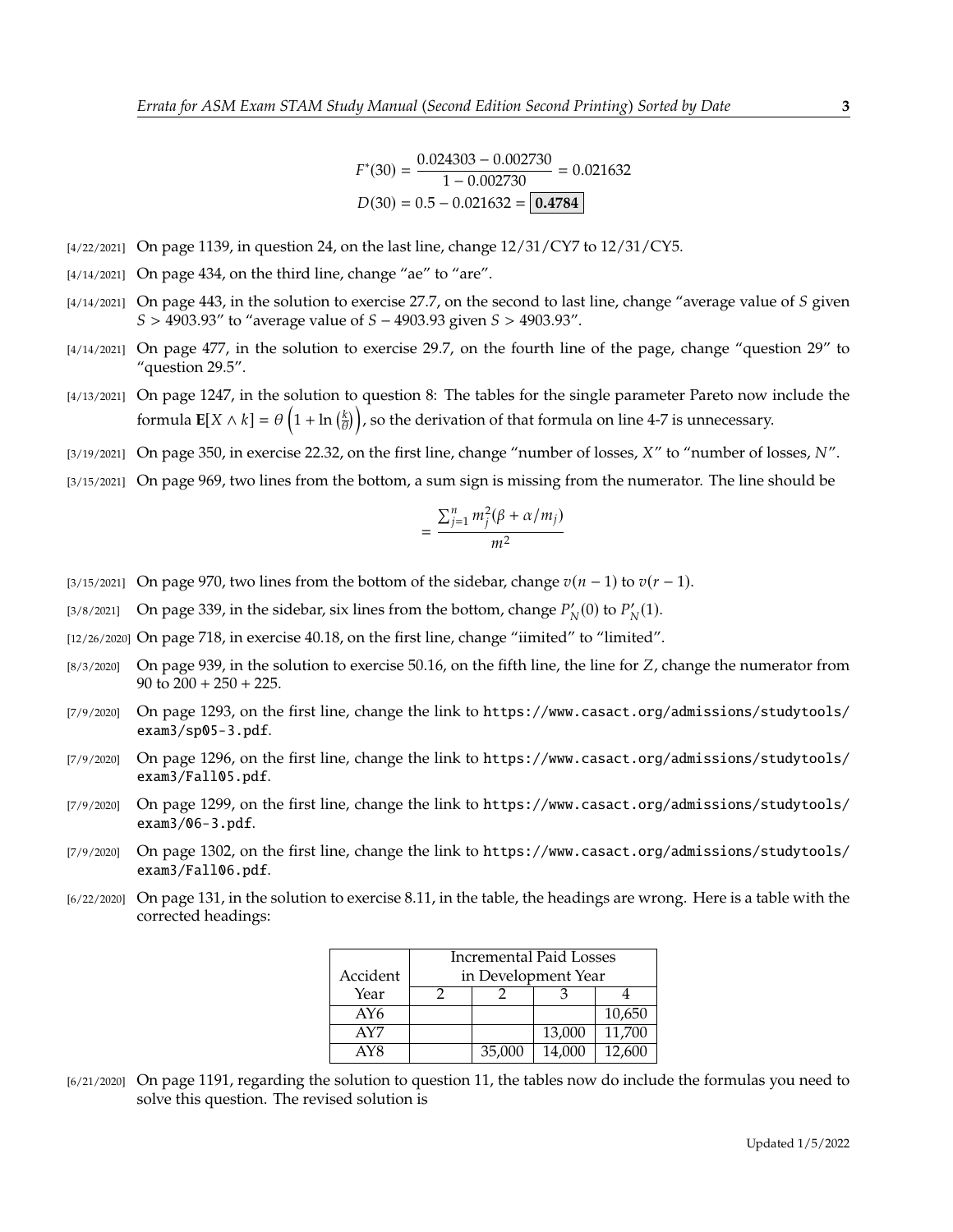$$F^*(30) = \frac{0.024303 - 0.002730}{1 - 0.002730} = 0.021632$$
$$D(30) = 0.5 - 0.021632 = \boxed{\mathbf{0.4784}}$$

[4/22/2021] On page 1139, in question 24, on the last line, change 12/31/CY7 to 12/31/CY5.

[4/14/2021] On page 434, on the third line, change "ae" to "are".

[4/14/2021] On page 443, in the solution to exercise 27.7, on the second to last line, change "average value of $S$ given $S > 4903.93$" to "average value of $S - 4903.93$ given $S > 4903.93$".

[4/14/2021] On page 477, in the solution to exercise 29.7, on the fourth line of the page, change "question 29" to "question 29.5".

[4/13/2021] On page 1247, in the solution to question 8: The tables for the single parameter Pareto now include the formula $\mathbf{E}[X \wedge k] = \theta\left(1 + \ln\left(\frac{k}{\theta}\right)\right)$, so the derivation of that formula on line 4-7 is unnecessary.

[3/19/2021] On page 350, in exercise 22.32, on the first line, change "number of losses, $X$" to "number of losses, $N$".

[3/15/2021] On page 969, two lines from the bottom, a sum sign is missing from the numerator. The line should be

$$= \frac{\sum_{j=1}^{n} m_j^2(\beta + \alpha/m_j)}{m^2}$$

[3/15/2021] On page 970, two lines from the bottom of the sidebar, change $v(n-1)$ to $v(r-1)$.

[3/8/2021] On page 339, in the sidebar, six lines from the bottom, change $P_N'(0)$ to $P_N'(1)$.

[12/26/2020] On page 718, in exercise 40.18, on the first line, change "iimited" to "limited".

[8/3/2020] On page 939, in the solution to exercise 50.16, on the fifth line, the line for $Z$, change the numerator from 90 to $200 + 250 + 225$.

[7/9/2020] On page 1293, on the first line, change the link to `https://www.casact.org/admissions/studytools/exam3/sp05-3.pdf`.

[7/9/2020] On page 1296, on the first line, change the link to `https://www.casact.org/admissions/studytools/exam3/Fall05.pdf`.

[7/9/2020] On page 1299, on the first line, change the link to `https://www.casact.org/admissions/studytools/exam3/06-3.pdf`.

[7/9/2020] On page 1302, on the first line, change the link to `https://www.casact.org/admissions/studytools/exam3/Fall06.pdf`.

[6/22/2020] On page 131, in the solution to exercise 8.11, in the table, the headings are wrong. Here is a table with the corrected headings:

| Accident | Incremental Paid Losses in Development Year | | | |
|---|---|---|---|---|
| Year | 2 | 2 | 3 | 4 |
| AY6 | | | | 10,650 |
| AY7 | | | 13,000 | 11,700 |
| AY8 | | 35,000 | 14,000 | 12,600 |

[6/21/2020] On page 1191, regarding the solution to question 11, the tables now do include the formulas you need to solve this question. The revised solution is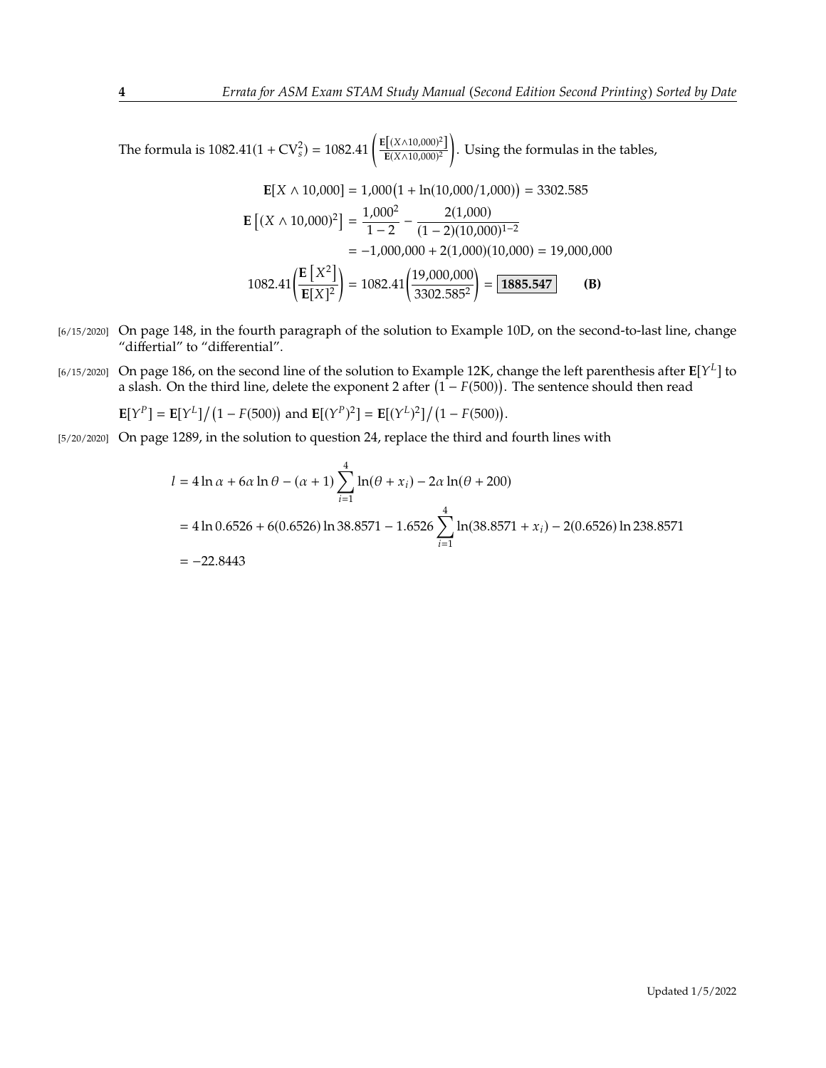The formula is $1082.41(1+\mathrm{CV}_s^2) = 1082.41\left(\frac{\mathbf{E}\left[(X\wedge 10{,}000)^2\right]}{\mathbf{E}(X\wedge 10{,}000)^2}\right)$. Using the formulas in the tables,

$$
\begin{aligned}
\mathbf{E}[X \wedge 10{,}000] &= 1{,}000\big(1+\ln(10{,}000/1{,}000)\big) = 3302.585 \\
\mathbf{E}\left[(X\wedge 10{,}000)^2\right] &= \frac{1{,}000^2}{1-2} - \frac{2(1{,}000)}{(1-2)(10{,}000)^{1-2}} \\
&= -1{,}000{,}000 + 2(1{,}000)(10{,}000) = 19{,}000{,}000 \\
1082.41\left(\frac{\mathbf{E}\left[X^2\right]}{\mathbf{E}[X]^2}\right) &= 1082.41\left(\frac{19{,}000{,}000}{3302.585^2}\right) = \boxed{\mathbf{1885.547}} \qquad \textbf{(B)}
\end{aligned}
$$

[6/15/2020] On page 148, in the fourth paragraph of the solution to Example 10D, on the second-to-last line, change "differtial" to "differential".

[6/15/2020] On page 186, on the second line of the solution to Example 12K, change the left parenthesis after $\mathbf{E}[Y^L]$ to a slash. On the third line, delete the exponent 2 after $\big(1-F(500)\big)$. The sentence should then read

$\mathbf{E}[Y^P] = \mathbf{E}[Y^L]\big/\big(1-F(500)\big)$ and $\mathbf{E}[(Y^P)^2] = \mathbf{E}[(Y^L)^2]\big/\big(1-F(500)\big)$.

[5/20/2020] On page 1289, in the solution to question 24, replace the third and fourth lines with

$$
\begin{aligned}
l &= 4\ln\alpha + 6\alpha\ln\theta - (\alpha+1)\sum_{i=1}^{4}\ln(\theta+x_i) - 2\alpha\ln(\theta+200) \\
&= 4\ln 0.6526 + 6(0.6526)\ln 38.8571 - 1.6526\sum_{i=1}^{4}\ln(38.8571+x_i) - 2(0.6526)\ln 238.8571 \\
&= -22.8443
\end{aligned}
$$